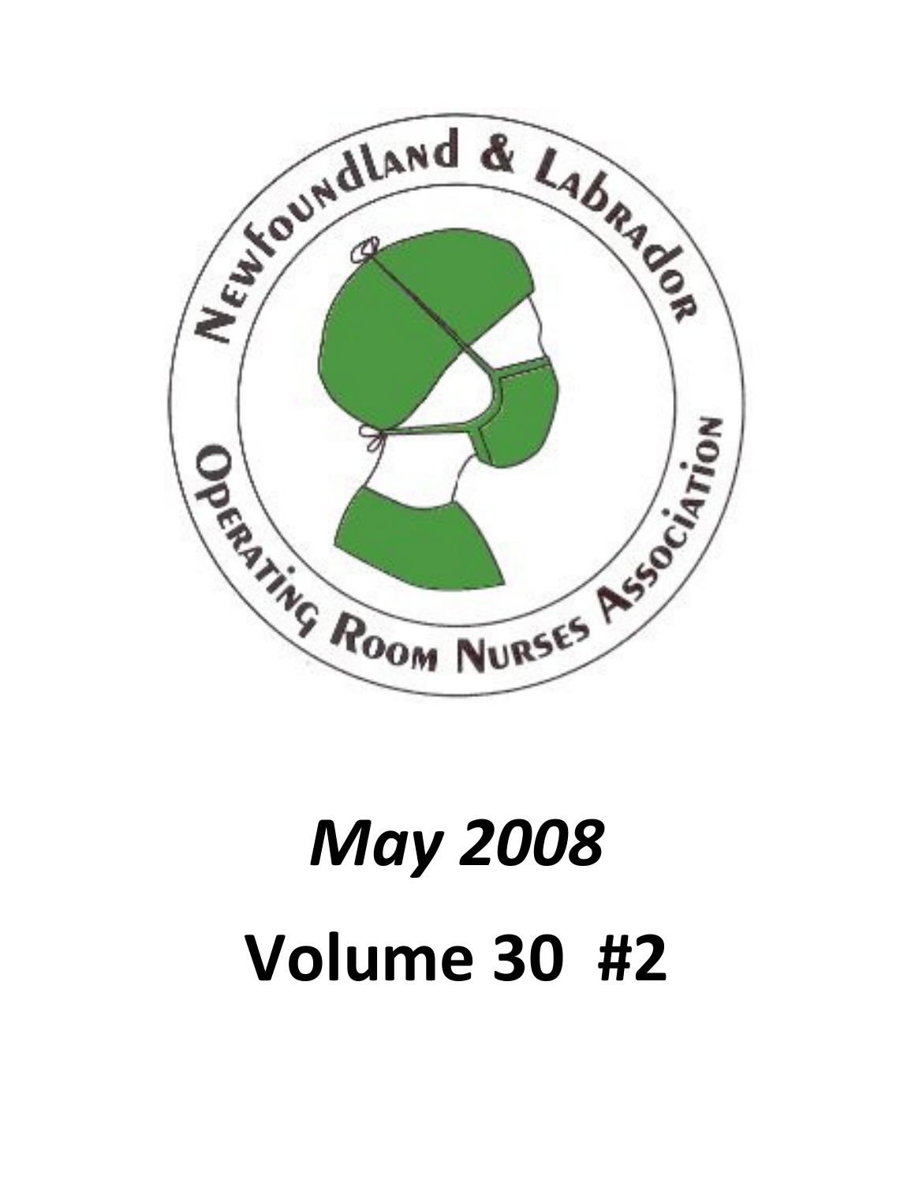Newfoundland & Labrador Operating Room Nurses Association

*May 2008*

**Volume 30 #2**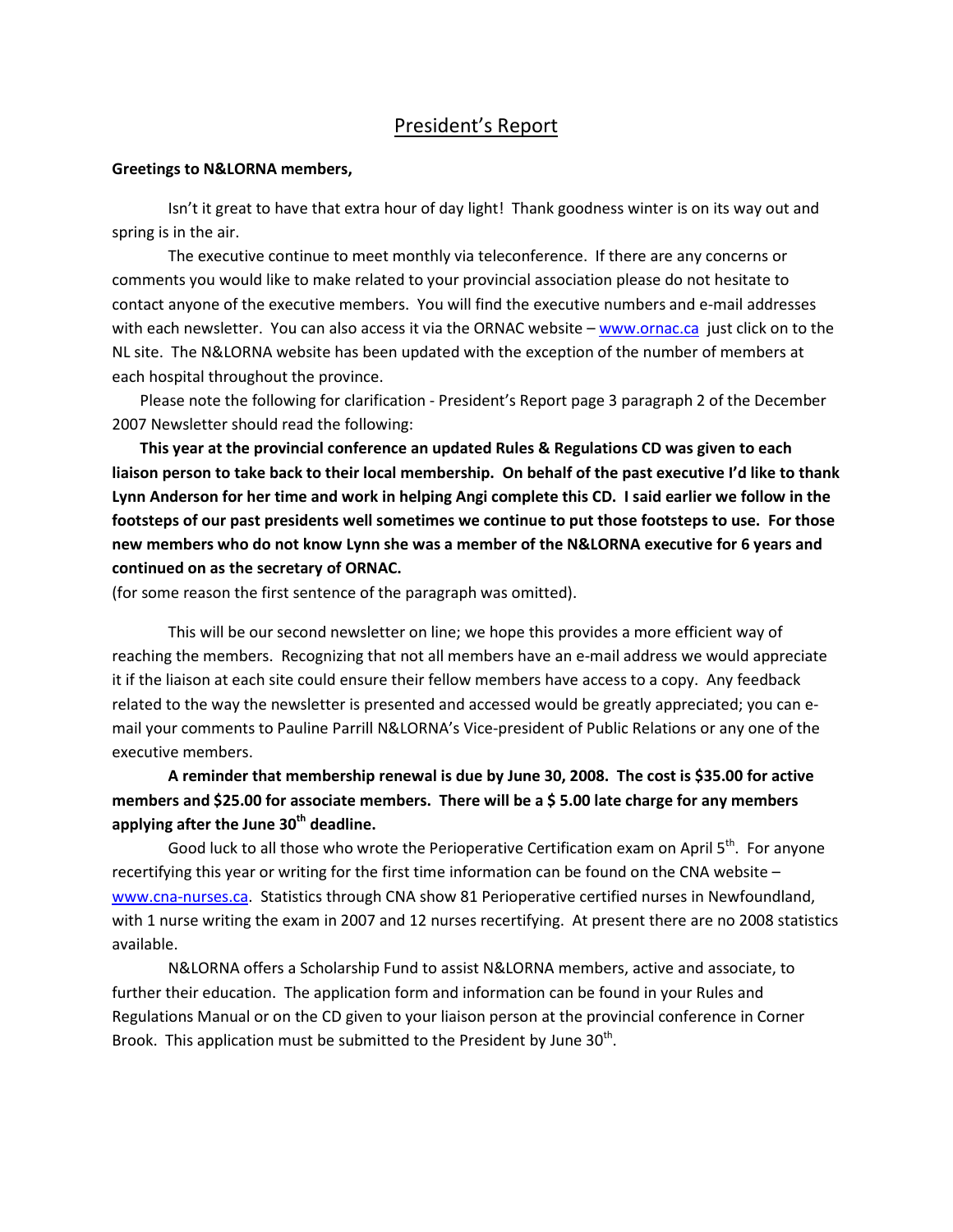# President's Report

**Greetings to N&LORNA members,**

Isn't it great to have that extra hour of day light! Thank goodness winter is on its way out and spring is in the air.

The executive continue to meet monthly via teleconference. If there are any concerns or comments you would like to make related to your provincial association please do not hesitate to contact anyone of the executive members. You will find the executive numbers and e-mail addresses with each newsletter. You can also access it via the ORNAC website – www.ornac.ca just click on to the NL site. The N&LORNA website has been updated with the exception of the number of members at each hospital throughout the province.

Please note the following for clarification - President's Report page 3 paragraph 2 of the December 2007 Newsletter should read the following:

**This year at the provincial conference an updated Rules & Regulations CD was given to each liaison person to take back to their local membership. On behalf of the past executive I'd like to thank Lynn Anderson for her time and work in helping Angi complete this CD. I said earlier we follow in the footsteps of our past presidents well sometimes we continue to put those footsteps to use. For those new members who do not know Lynn she was a member of the N&LORNA executive for 6 years and continued on as the secretary of ORNAC.**

(for some reason the first sentence of the paragraph was omitted).

This will be our second newsletter on line; we hope this provides a more efficient way of reaching the members. Recognizing that not all members have an e-mail address we would appreciate it if the liaison at each site could ensure their fellow members have access to a copy. Any feedback related to the way the newsletter is presented and accessed would be greatly appreciated; you can e-mail your comments to Pauline Parrill N&LORNA's Vice-president of Public Relations or any one of the executive members.

**A reminder that membership renewal is due by June 30, 2008. The cost is $35.00 for active members and $25.00 for associate members. There will be a $ 5.00 late charge for any members applying after the June 30th deadline.**

Good luck to all those who wrote the Perioperative Certification exam on April 5th. For anyone recertifying this year or writing for the first time information can be found on the CNA website – www.cna-nurses.ca. Statistics through CNA show 81 Perioperative certified nurses in Newfoundland, with 1 nurse writing the exam in 2007 and 12 nurses recertifying. At present there are no 2008 statistics available.

N&LORNA offers a Scholarship Fund to assist N&LORNA members, active and associate, to further their education. The application form and information can be found in your Rules and Regulations Manual or on the CD given to your liaison person at the provincial conference in Corner Brook. This application must be submitted to the President by June 30th.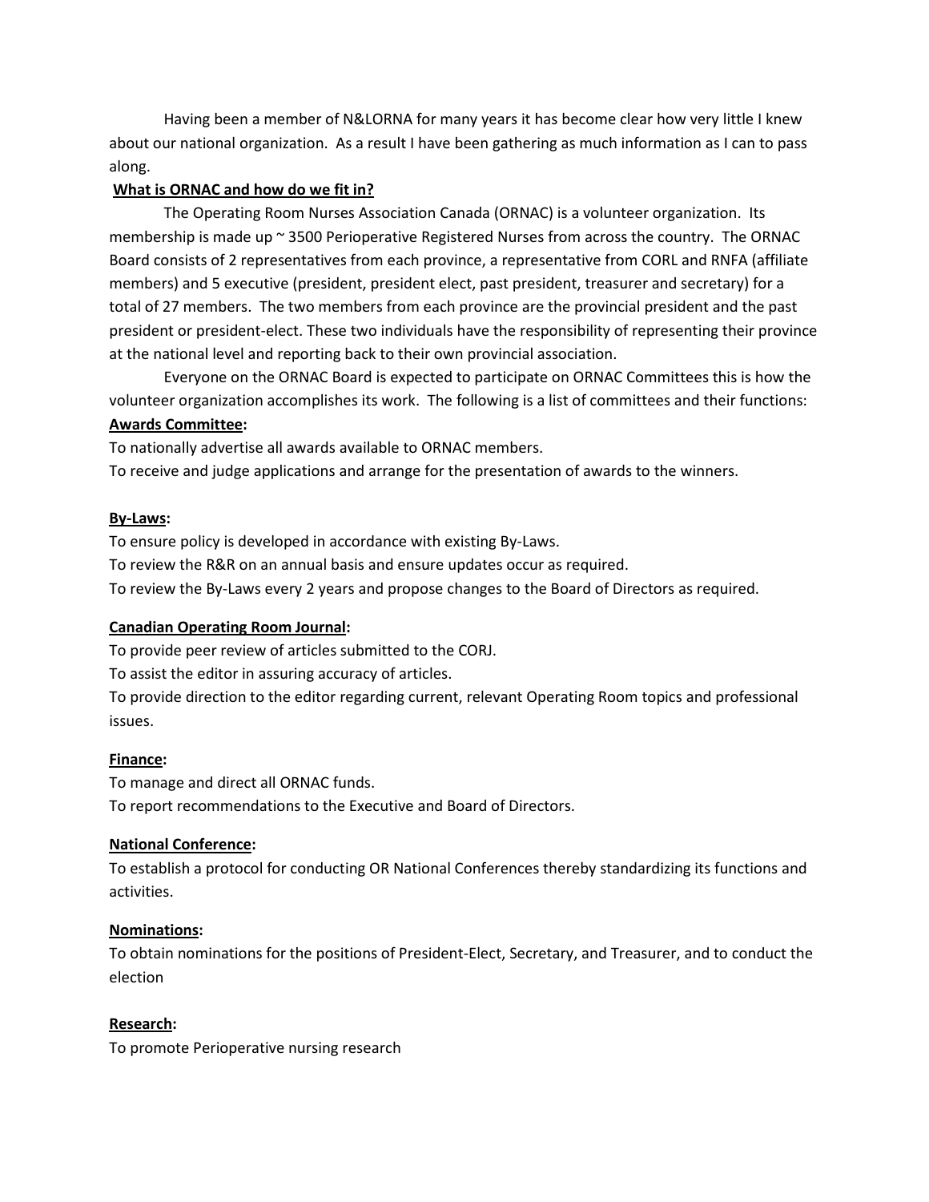Having been a member of N&LORNA for many years it has become clear how very little I knew about our national organization. As a result I have been gathering as much information as I can to pass along.

**What is ORNAC and how do we fit in?**

The Operating Room Nurses Association Canada (ORNAC) is a volunteer organization. Its membership is made up ~ 3500 Perioperative Registered Nurses from across the country. The ORNAC Board consists of 2 representatives from each province, a representative from CORL and RNFA (affiliate members) and 5 executive (president, president elect, past president, treasurer and secretary) for a total of 27 members. The two members from each province are the provincial president and the past president or president-elect. These two individuals have the responsibility of representing their province at the national level and reporting back to their own provincial association.

Everyone on the ORNAC Board is expected to participate on ORNAC Committees this is how the volunteer organization accomplishes its work. The following is a list of committees and their functions:

**Awards Committee:**

To nationally advertise all awards available to ORNAC members.

To receive and judge applications and arrange for the presentation of awards to the winners.

**By-Laws:**

To ensure policy is developed in accordance with existing By-Laws.

To review the R&R on an annual basis and ensure updates occur as required.

To review the By-Laws every 2 years and propose changes to the Board of Directors as required.

**Canadian Operating Room Journal:**

To provide peer review of articles submitted to the CORJ.

To assist the editor in assuring accuracy of articles.

To provide direction to the editor regarding current, relevant Operating Room topics and professional issues.

**Finance:**

To manage and direct all ORNAC funds.

To report recommendations to the Executive and Board of Directors.

**National Conference:**

To establish a protocol for conducting OR National Conferences thereby standardizing its functions and activities.

**Nominations:**

To obtain nominations for the positions of President-Elect, Secretary, and Treasurer, and to conduct the election

**Research:**

To promote Perioperative nursing research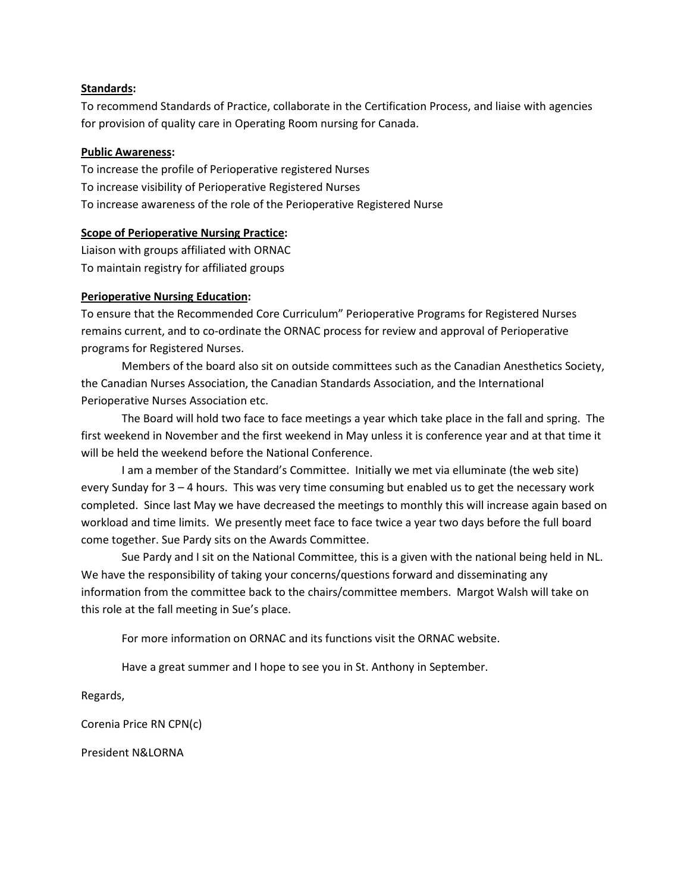**Standards:**
To recommend Standards of Practice, collaborate in the Certification Process, and liaise with agencies for provision of quality care in Operating Room nursing for Canada.

**Public Awareness:**
To increase the profile of Perioperative registered Nurses
To increase visibility of Perioperative Registered Nurses
To increase awareness of the role of the Perioperative Registered Nurse

**Scope of Perioperative Nursing Practice:**
Liaison with groups affiliated with ORNAC
To maintain registry for affiliated groups

**Perioperative Nursing Education:**
To ensure that the Recommended Core Curriculum" Perioperative Programs for Registered Nurses remains current, and to co-ordinate the ORNAC process for review and approval of Perioperative programs for Registered Nurses.

Members of the board also sit on outside committees such as the Canadian Anesthetics Society, the Canadian Nurses Association, the Canadian Standards Association, and the International Perioperative Nurses Association etc.

The Board will hold two face to face meetings a year which take place in the fall and spring. The first weekend in November and the first weekend in May unless it is conference year and at that time it will be held the weekend before the National Conference.

I am a member of the Standard's Committee. Initially we met via elluminate (the web site) every Sunday for 3 – 4 hours. This was very time consuming but enabled us to get the necessary work completed. Since last May we have decreased the meetings to monthly this will increase again based on workload and time limits. We presently meet face to face twice a year two days before the full board come together. Sue Pardy sits on the Awards Committee.

Sue Pardy and I sit on the National Committee, this is a given with the national being held in NL. We have the responsibility of taking your concerns/questions forward and disseminating any information from the committee back to the chairs/committee members. Margot Walsh will take on this role at the fall meeting in Sue's place.

For more information on ORNAC and its functions visit the ORNAC website.

Have a great summer and I hope to see you in St. Anthony in September.

Regards,

Corenia Price RN CPN(c)

President N&LORNA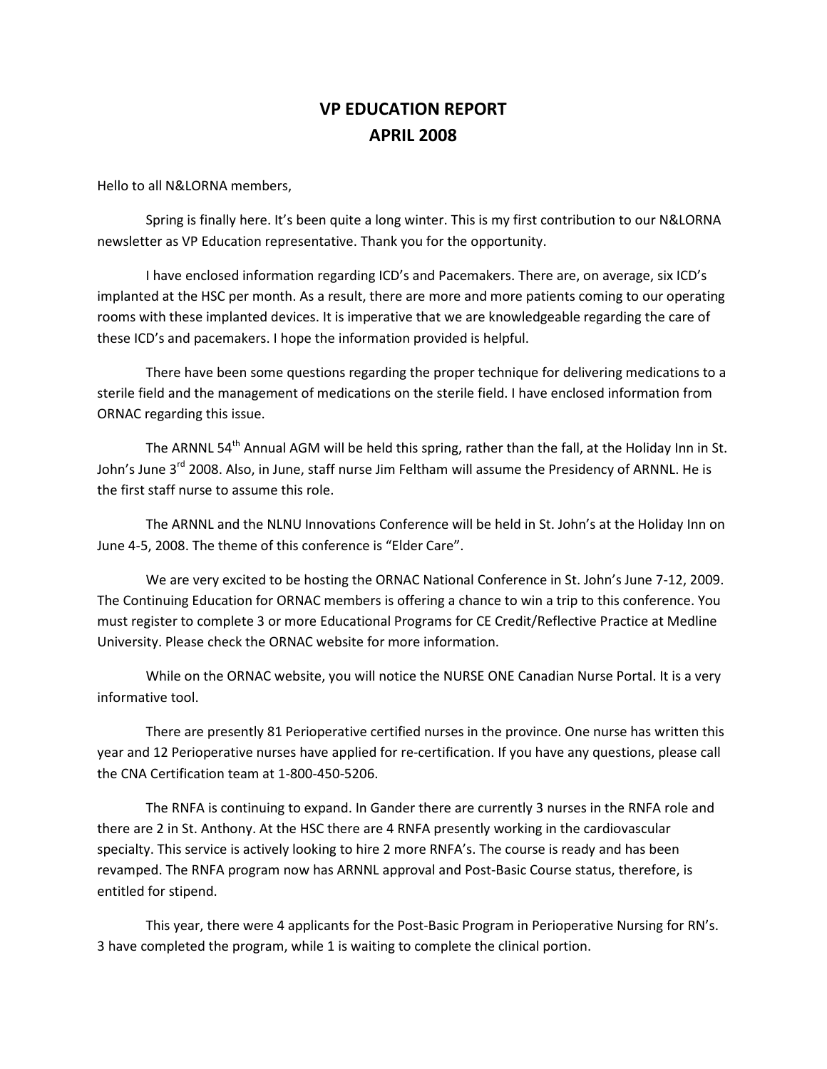# VP EDUCATION REPORT
# APRIL 2008

Hello to all N&LORNA members,

Spring is finally here. It's been quite a long winter. This is my first contribution to our N&LORNA newsletter as VP Education representative. Thank you for the opportunity.

I have enclosed information regarding ICD's and Pacemakers. There are, on average, six ICD's implanted at the HSC per month. As a result, there are more and more patients coming to our operating rooms with these implanted devices. It is imperative that we are knowledgeable regarding the care of these ICD's and pacemakers. I hope the information provided is helpful.

There have been some questions regarding the proper technique for delivering medications to a sterile field and the management of medications on the sterile field. I have enclosed information from ORNAC regarding this issue.

The ARNNL 54th Annual AGM will be held this spring, rather than the fall, at the Holiday Inn in St. John's June 3rd 2008. Also, in June, staff nurse Jim Feltham will assume the Presidency of ARNNL. He is the first staff nurse to assume this role.

The ARNNL and the NLNU Innovations Conference will be held in St. John's at the Holiday Inn on June 4-5, 2008. The theme of this conference is "Elder Care".

We are very excited to be hosting the ORNAC National Conference in St. John's June 7-12, 2009. The Continuing Education for ORNAC members is offering a chance to win a trip to this conference. You must register to complete 3 or more Educational Programs for CE Credit/Reflective Practice at Medline University. Please check the ORNAC website for more information.

While on the ORNAC website, you will notice the NURSE ONE Canadian Nurse Portal. It is a very informative tool.

There are presently 81 Perioperative certified nurses in the province. One nurse has written this year and 12 Perioperative nurses have applied for re-certification. If you have any questions, please call the CNA Certification team at 1-800-450-5206.

The RNFA is continuing to expand. In Gander there are currently 3 nurses in the RNFA role and there are 2 in St. Anthony. At the HSC there are 4 RNFA presently working in the cardiovascular specialty. This service is actively looking to hire 2 more RNFA's. The course is ready and has been revamped. The RNFA program now has ARNNL approval and Post-Basic Course status, therefore, is entitled for stipend.

This year, there were 4 applicants for the Post-Basic Program in Perioperative Nursing for RN's. 3 have completed the program, while 1 is waiting to complete the clinical portion.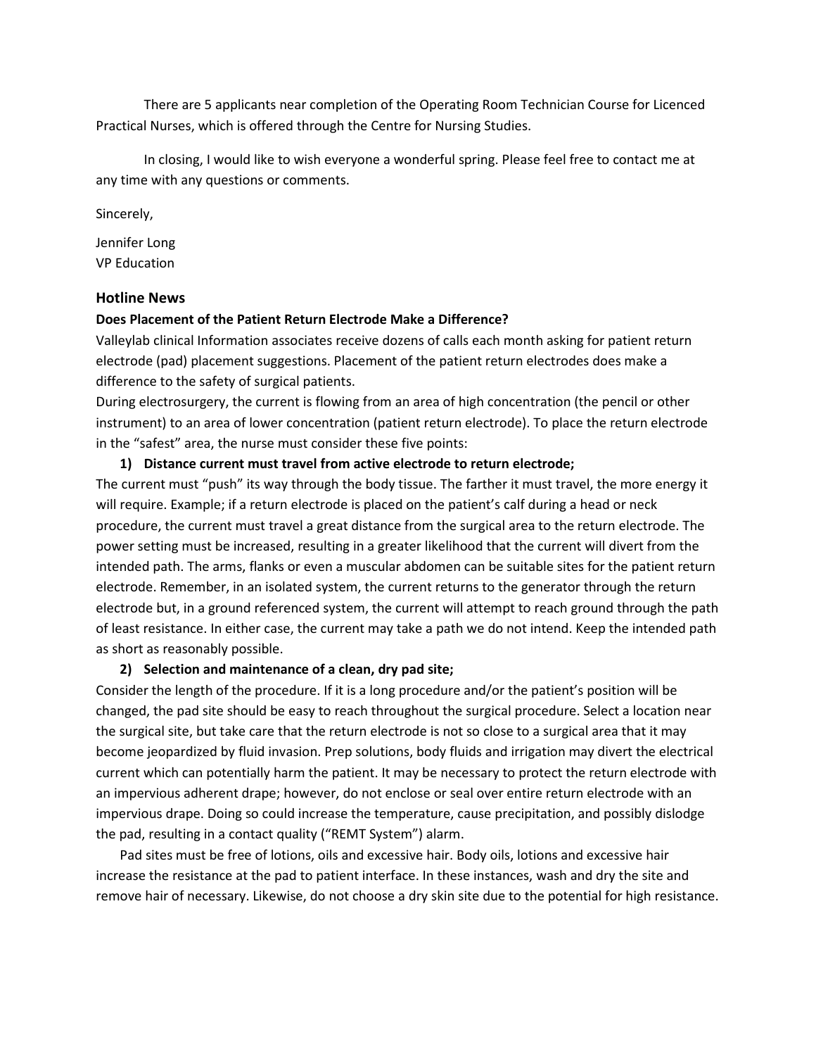There are 5 applicants near completion of the Operating Room Technician Course for Licenced Practical Nurses, which is offered through the Centre for Nursing Studies.

In closing, I would like to wish everyone a wonderful spring. Please feel free to contact me at any time with any questions or comments.

Sincerely,

Jennifer Long
VP Education

## Hotline News

### Does Placement of the Patient Return Electrode Make a Difference?

Valleylab clinical Information associates receive dozens of calls each month asking for patient return electrode (pad) placement suggestions. Placement of the patient return electrodes does make a difference to the safety of surgical patients.

During electrosurgery, the current is flowing from an area of high concentration (the pencil or other instrument) to an area of lower concentration (patient return electrode). To place the return electrode in the "safest" area, the nurse must consider these five points:

**1) Distance current must travel from active electrode to return electrode;**

The current must "push" its way through the body tissue. The farther it must travel, the more energy it will require. Example; if a return electrode is placed on the patient's calf during a head or neck procedure, the current must travel a great distance from the surgical area to the return electrode. The power setting must be increased, resulting in a greater likelihood that the current will divert from the intended path. The arms, flanks or even a muscular abdomen can be suitable sites for the patient return electrode. Remember, in an isolated system, the current returns to the generator through the return electrode but, in a ground referenced system, the current will attempt to reach ground through the path of least resistance. In either case, the current may take a path we do not intend. Keep the intended path as short as reasonably possible.

**2) Selection and maintenance of a clean, dry pad site;**

Consider the length of the procedure. If it is a long procedure and/or the patient's position will be changed, the pad site should be easy to reach throughout the surgical procedure. Select a location near the surgical site, but take care that the return electrode is not so close to a surgical area that it may become jeopardized by fluid invasion. Prep solutions, body fluids and irrigation may divert the electrical current which can potentially harm the patient. It may be necessary to protect the return electrode with an impervious adherent drape; however, do not enclose or seal over entire return electrode with an impervious drape. Doing so could increase the temperature, cause precipitation, and possibly dislodge the pad, resulting in a contact quality ("REMT System") alarm.

Pad sites must be free of lotions, oils and excessive hair. Body oils, lotions and excessive hair increase the resistance at the pad to patient interface. In these instances, wash and dry the site and remove hair of necessary. Likewise, do not choose a dry skin site due to the potential for high resistance.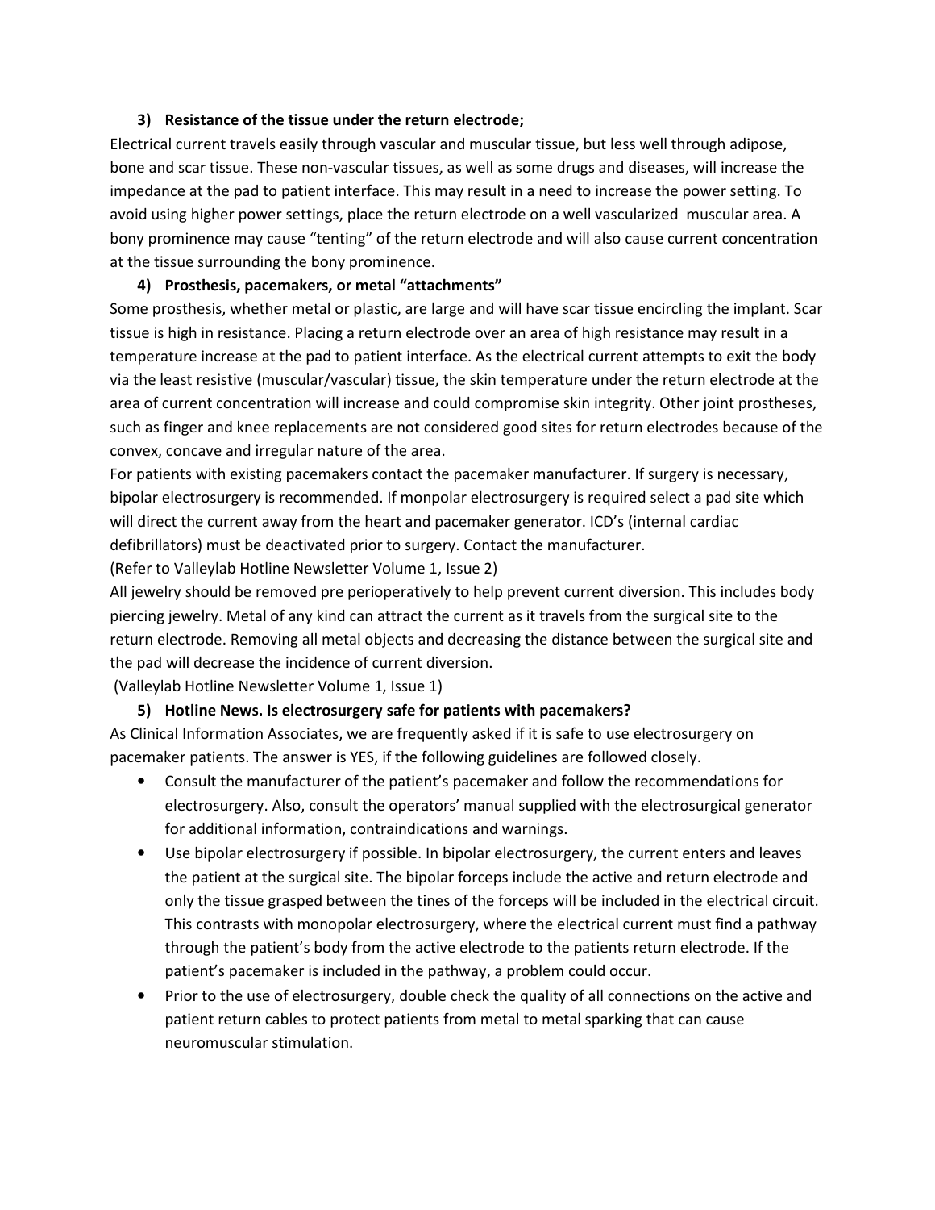### 3) Resistance of the tissue under the return electrode;

Electrical current travels easily through vascular and muscular tissue, but less well through adipose, bone and scar tissue. These non-vascular tissues, as well as some drugs and diseases, will increase the impedance at the pad to patient interface. This may result in a need to increase the power setting. To avoid using higher power settings, place the return electrode on a well vascularized muscular area. A bony prominence may cause "tenting" of the return electrode and will also cause current concentration at the tissue surrounding the bony prominence.

### 4) Prosthesis, pacemakers, or metal "attachments"

Some prosthesis, whether metal or plastic, are large and will have scar tissue encircling the implant. Scar tissue is high in resistance. Placing a return electrode over an area of high resistance may result in a temperature increase at the pad to patient interface. As the electrical current attempts to exit the body via the least resistive (muscular/vascular) tissue, the skin temperature under the return electrode at the area of current concentration will increase and could compromise skin integrity. Other joint prostheses, such as finger and knee replacements are not considered good sites for return electrodes because of the convex, concave and irregular nature of the area.

For patients with existing pacemakers contact the pacemaker manufacturer. If surgery is necessary, bipolar electrosurgery is recommended. If monpolar electrosurgery is required select a pad site which will direct the current away from the heart and pacemaker generator. ICD's (internal cardiac defibrillators) must be deactivated prior to surgery. Contact the manufacturer.

(Refer to Valleylab Hotline Newsletter Volume 1, Issue 2)

All jewelry should be removed pre perioperatively to help prevent current diversion. This includes body piercing jewelry. Metal of any kind can attract the current as it travels from the surgical site to the return electrode. Removing all metal objects and decreasing the distance between the surgical site and the pad will decrease the incidence of current diversion.

(Valleylab Hotline Newsletter Volume 1, Issue 1)

### 5) Hotline News. Is electrosurgery safe for patients with pacemakers?

As Clinical Information Associates, we are frequently asked if it is safe to use electrosurgery on pacemaker patients. The answer is YES, if the following guidelines are followed closely.

- Consult the manufacturer of the patient's pacemaker and follow the recommendations for electrosurgery. Also, consult the operators' manual supplied with the electrosurgical generator for additional information, contraindications and warnings.
- Use bipolar electrosurgery if possible. In bipolar electrosurgery, the current enters and leaves the patient at the surgical site. The bipolar forceps include the active and return electrode and only the tissue grasped between the tines of the forceps will be included in the electrical circuit. This contrasts with monopolar electrosurgery, where the electrical current must find a pathway through the patient's body from the active electrode to the patients return electrode. If the patient's pacemaker is included in the pathway, a problem could occur.
- Prior to the use of electrosurgery, double check the quality of all connections on the active and patient return cables to protect patients from metal to metal sparking that can cause neuromuscular stimulation.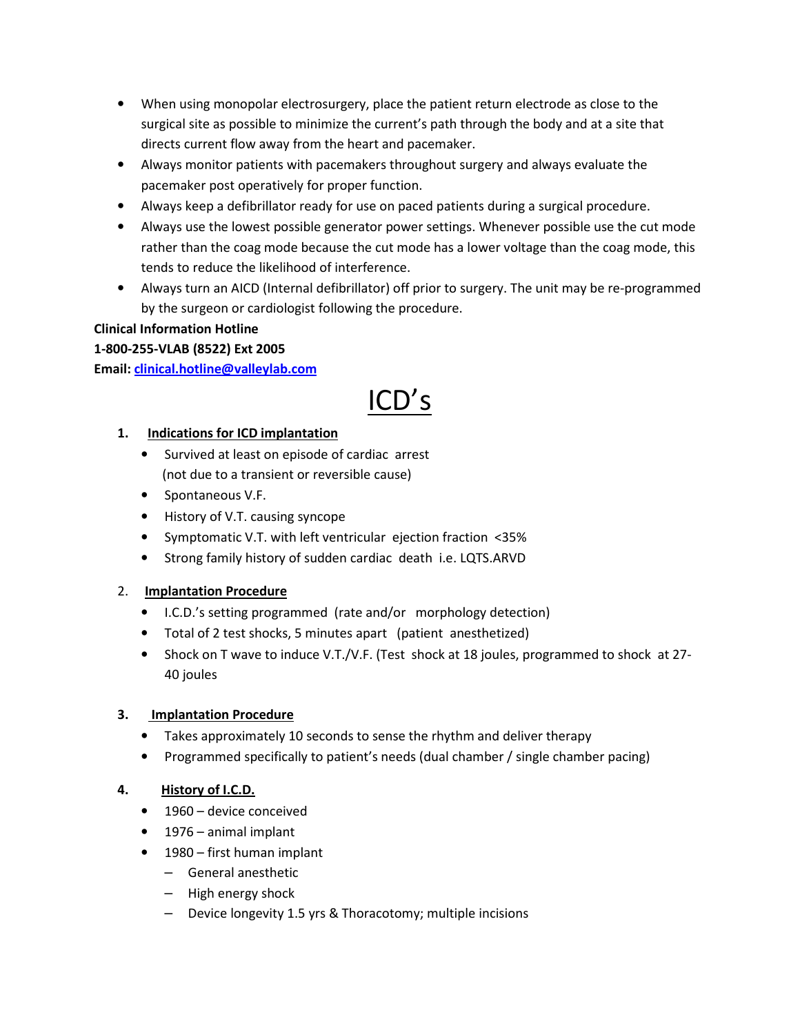- When using monopolar electrosurgery, place the patient return electrode as close to the surgical site as possible to minimize the current's path through the body and at a site that directs current flow away from the heart and pacemaker.
- Always monitor patients with pacemakers throughout surgery and always evaluate the pacemaker post operatively for proper function.
- Always keep a defibrillator ready for use on paced patients during a surgical procedure.
- Always use the lowest possible generator power settings. Whenever possible use the cut mode rather than the coag mode because the cut mode has a lower voltage than the coag mode, this tends to reduce the likelihood of interference.
- Always turn an AICD (Internal defibrillator) off prior to surgery. The unit may be re-programmed by the surgeon or cardiologist following the procedure.

**Clinical Information Hotline**
**1-800-255-VLAB (8522) Ext 2005**
**Email:** clinical.hotline@valleylab.com

# ICD's

1. **Indications for ICD implantation**
   - Survived at least on episode of cardiac arrest (not due to a transient or reversible cause)
   - Spontaneous V.F.
   - History of V.T. causing syncope
   - Symptomatic V.T. with left ventricular ejection fraction <35%
   - Strong family history of sudden cardiac death i.e. LQTS.ARVD

2. **Implantation Procedure**
   - I.C.D.'s setting programmed (rate and/or morphology detection)
   - Total of 2 test shocks, 5 minutes apart (patient anesthetized)
   - Shock on T wave to induce V.T./V.F. (Test shock at 18 joules, programmed to shock at 27-40 joules

3. **Implantation Procedure**
   - Takes approximately 10 seconds to sense the rhythm and deliver therapy
   - Programmed specifically to patient's needs (dual chamber / single chamber pacing)

4. **History of I.C.D.**
   - 1960 – device conceived
   - 1976 – animal implant
   - 1980 – first human implant
     - General anesthetic
     - High energy shock
     - Device longevity 1.5 yrs & Thoracotomy; multiple incisions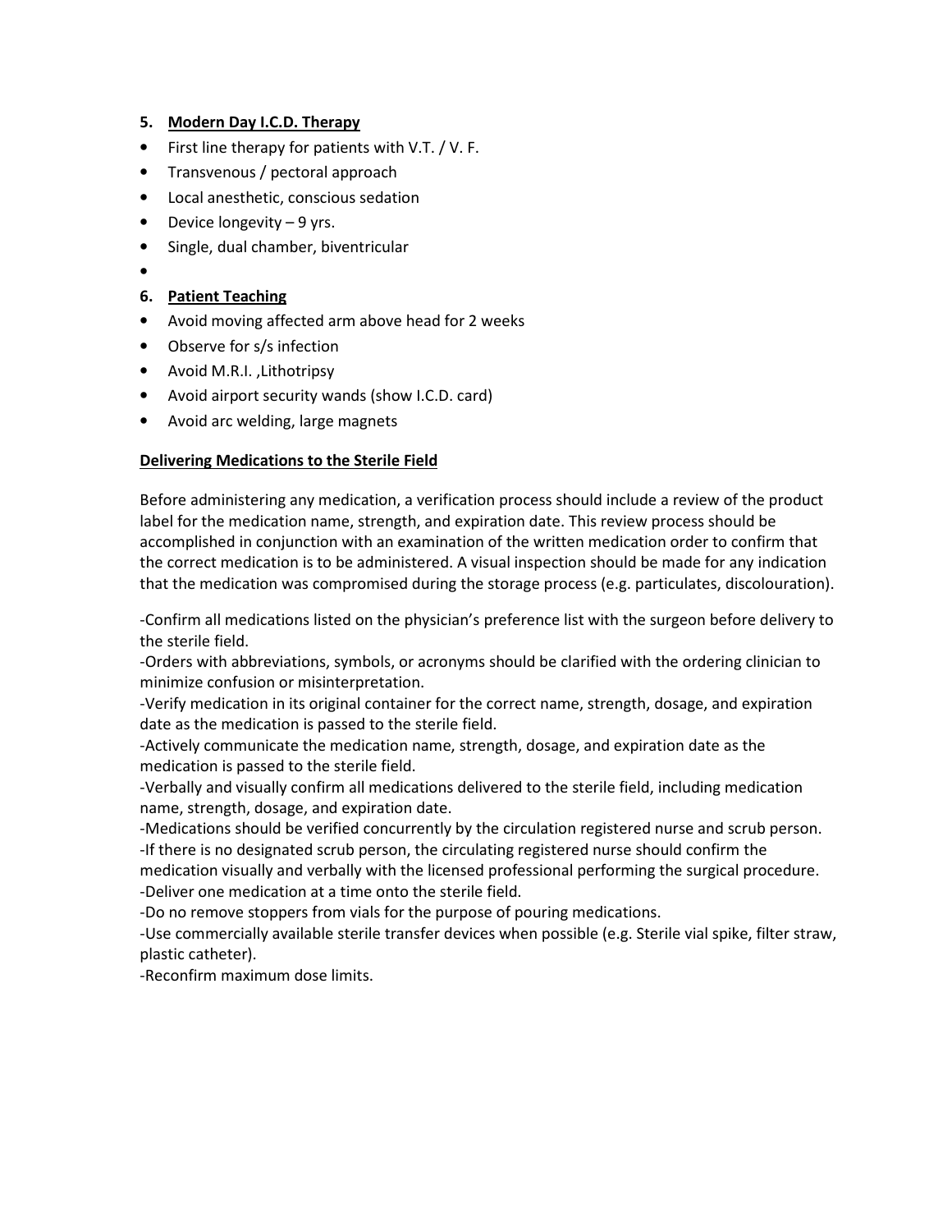5. **Modern Day I.C.D. Therapy**

- First line therapy for patients with V.T. / V. F.
- Transvenous / pectoral approach
- Local anesthetic, conscious sedation
- Device longevity – 9 yrs.
- Single, dual chamber, biventricular
- 

6. **Patient Teaching**

- Avoid moving affected arm above head for 2 weeks
- Observe for s/s infection
- Avoid M.R.I. ,Lithotripsy
- Avoid airport security wands (show I.C.D. card)
- Avoid arc welding, large magnets

**Delivering Medications to the Sterile Field**

Before administering any medication, a verification process should include a review of the product label for the medication name, strength, and expiration date. This review process should be accomplished in conjunction with an examination of the written medication order to confirm that the correct medication is to be administered. A visual inspection should be made for any indication that the medication was compromised during the storage process (e.g. particulates, discolouration).

-Confirm all medications listed on the physician's preference list with the surgeon before delivery to the sterile field.
-Orders with abbreviations, symbols, or acronyms should be clarified with the ordering clinician to minimize confusion or misinterpretation.
-Verify medication in its original container for the correct name, strength, dosage, and expiration date as the medication is passed to the sterile field.
-Actively communicate the medication name, strength, dosage, and expiration date as the medication is passed to the sterile field.
-Verbally and visually confirm all medications delivered to the sterile field, including medication name, strength, dosage, and expiration date.
-Medications should be verified concurrently by the circulation registered nurse and scrub person.
-If there is no designated scrub person, the circulating registered nurse should confirm the medication visually and verbally with the licensed professional performing the surgical procedure.
-Deliver one medication at a time onto the sterile field.
-Do no remove stoppers from vials for the purpose of pouring medications.
-Use commercially available sterile transfer devices when possible (e.g. Sterile vial spike, filter straw, plastic catheter).
-Reconfirm maximum dose limits.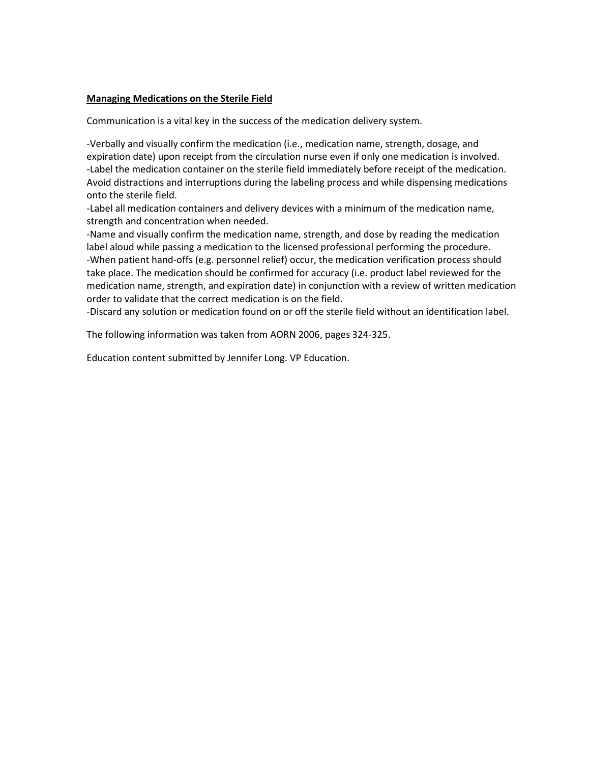**<u>Managing Medications on the Sterile Field</u>**

Communication is a vital key in the success of the medication delivery system.

-Verbally and visually confirm the medication (i.e., medication name, strength, dosage, and expiration date) upon receipt from the circulation nurse even if only one medication is involved.
-Label the medication container on the sterile field immediately before receipt of the medication. Avoid distractions and interruptions during the labeling process and while dispensing medications onto the sterile field.
-Label all medication containers and delivery devices with a minimum of the medication name, strength and concentration when needed.
-Name and visually confirm the medication name, strength, and dose by reading the medication label aloud while passing a medication to the licensed professional performing the procedure.
-When patient hand-offs (e.g. personnel relief) occur, the medication verification process should take place. The medication should be confirmed for accuracy (i.e. product label reviewed for the medication name, strength, and expiration date) in conjunction with a review of written medication order to validate that the correct medication is on the field.
-Discard any solution or medication found on or off the sterile field without an identification label.

The following information was taken from AORN 2006, pages 324-325.

Education content submitted by Jennifer Long. VP Education.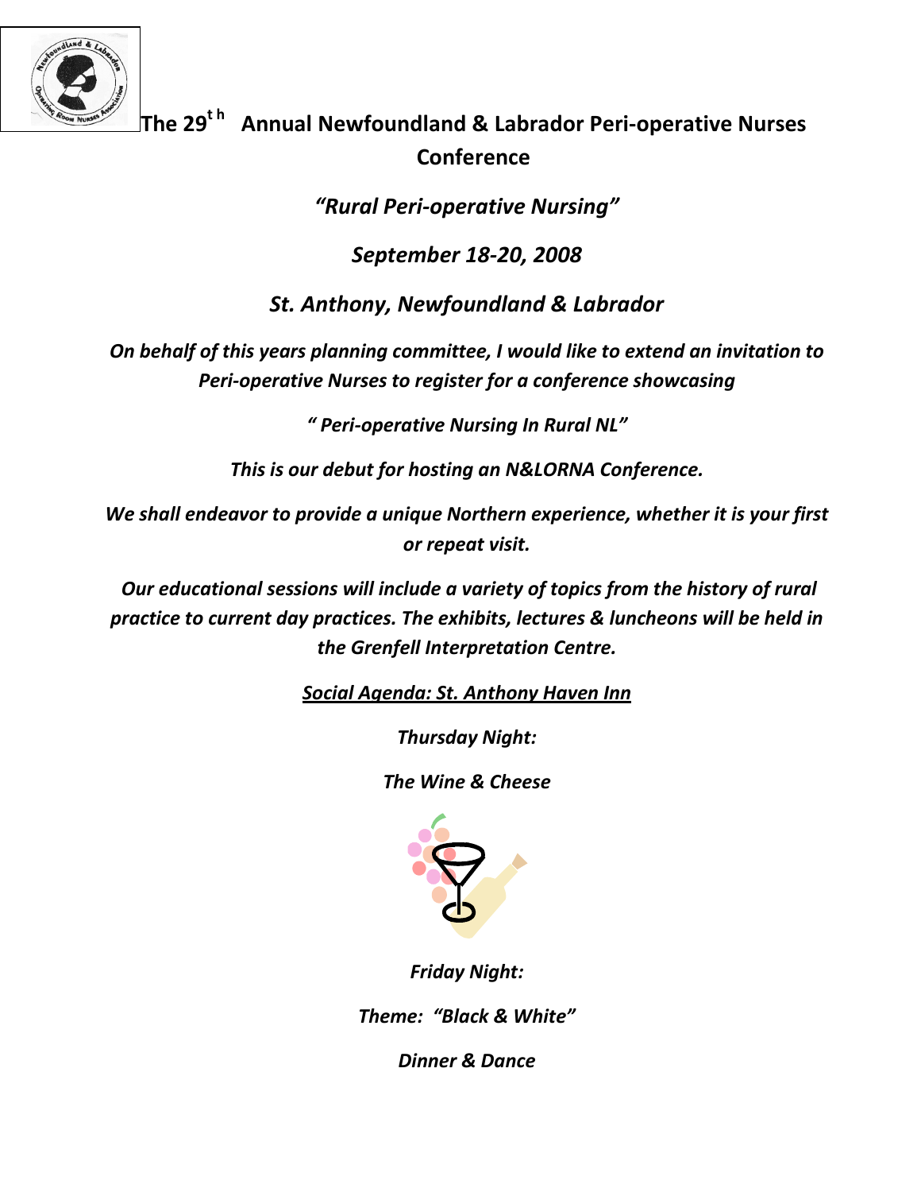# The 29th Annual Newfoundland & Labrador Peri-operative Nurses Conference

*"Rural Peri-operative Nursing"*

*September 18-20, 2008*

*St. Anthony, Newfoundland & Labrador*

*On behalf of this years planning committee, I would like to extend an invitation to Peri-operative Nurses to register for a conference showcasing*

*" Peri-operative Nursing In Rural NL"*

*This is our debut for hosting an N&LORNA Conference.*

*We shall endeavor to provide a unique Northern experience, whether it is your first or repeat visit.*

*Our educational sessions will include a variety of topics from the history of rural practice to current day practices. The exhibits, lectures & luncheons will be held in the Grenfell Interpretation Centre.*

*Social Agenda: St. Anthony Haven Inn*

*Thursday Night:*

*The Wine & Cheese*

*Friday Night:*

*Theme: "Black & White"*

*Dinner & Dance*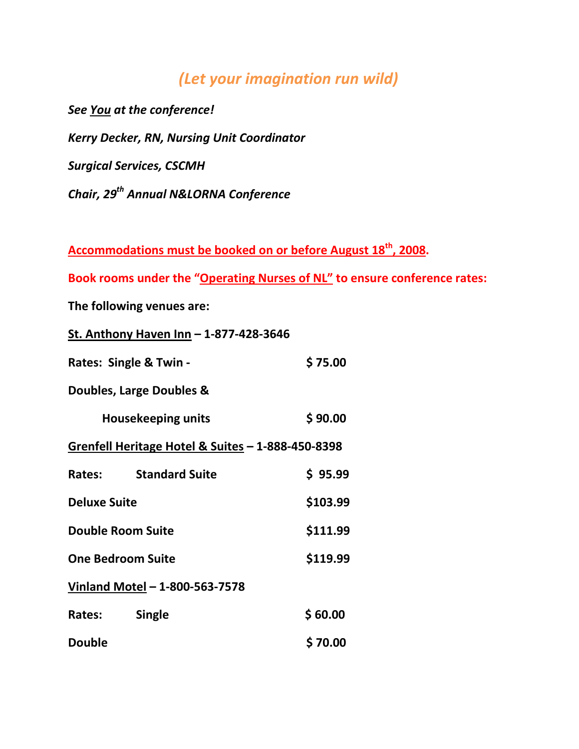*(Let your imagination run wild)*

***See You at the conference!***

***Kerry Decker, RN, Nursing Unit Coordinator***

***Surgical Services, CSCMH***

***Chair, 29th Annual N&LORNA Conference***

**Accommodations must be booked on or before August 18th, 2008.**

**Book rooms under the "Operating Nurses of NL" to ensure conference rates:**

**The following venues are:**

**St. Anthony Haven Inn – 1-877-428-3646**

| | |
|---|---|
| **Rates: Single & Twin -** | **$ 75.00** |
| **Doubles, Large Doubles & Housekeeping units** | **$ 90.00** |

**Grenfell Heritage Hotel & Suites – 1-888-450-8398**

| | |
|---|---|
| **Rates: Standard Suite** | **$ 95.99** |
| **Deluxe Suite** | **$103.99** |
| **Double Room Suite** | **$111.99** |
| **One Bedroom Suite** | **$119.99** |

**Vinland Motel – 1-800-563-7578**

| | |
|---|---|
| **Rates: Single** | **$ 60.00** |
| **Double** | **$ 70.00** |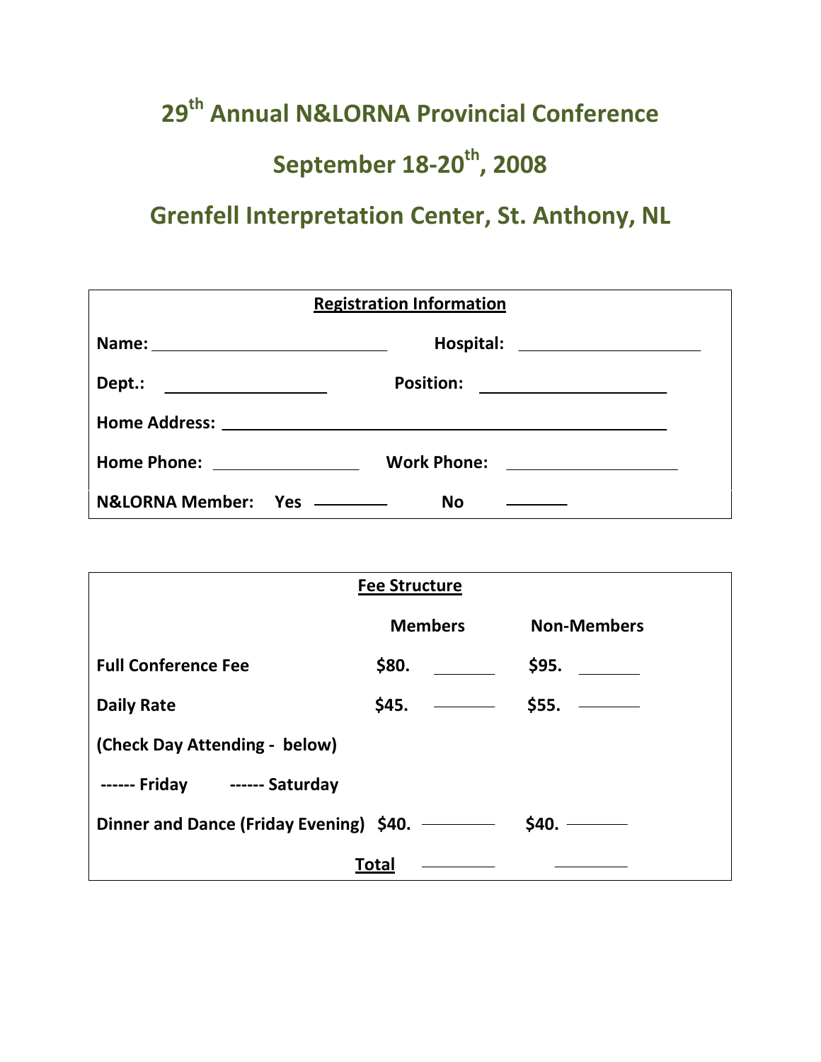# 29th Annual N&LORNA Provincial Conference

# September 18-20th, 2008

# Grenfell Interpretation Center, St. Anthony, NL

**Registration Information**

**Name:** ____________________________ **Hospital:** ______________________

**Dept.:** ___________________ **Position:** ______________________

**Home Address:** ____________________________________________________

**Home Phone:** _________________ **Work Phone:** ____________________

**N&LORNA Member:** **Yes** ________ **No** ________

**Fee Structure**

| | Members | | Non-Members | |
|---|---|---|---|---|
| **Full Conference Fee** | **$80.** | _______ | **$95.** | _______ |
| **Daily Rate** | **$45.** | _______ | **$55.** | _______ |
| **(Check Day Attending - below)** | | | | |
| **------ Friday ------ Saturday** | | | | |
| **Dinner and Dance (Friday Evening)** | **$40.** | _______ | **$40.** | _______ |
| **Total** | | _______ | | _______ |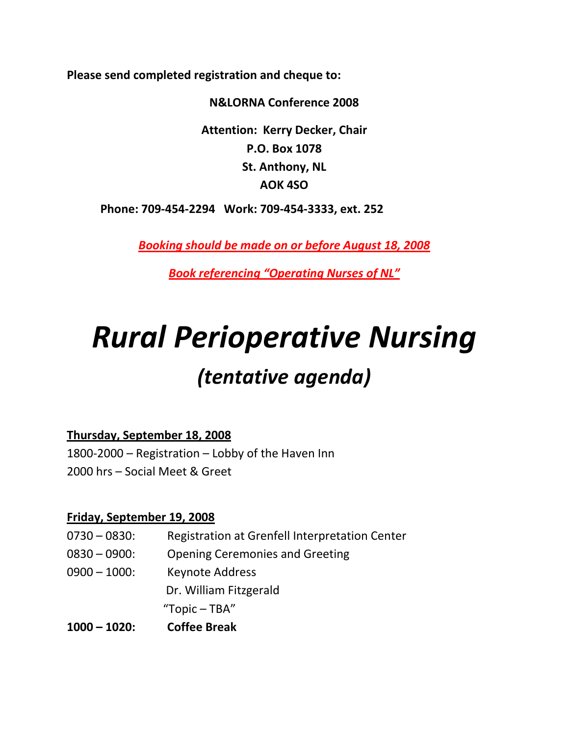**Please send completed registration and cheque to:**

**N&LORNA Conference 2008**

**Attention: Kerry Decker, Chair**
**P.O. Box 1078**
**St. Anthony, NL**
**AOK 4SO**

**Phone: 709-454-2294 Work: 709-454-3333, ext. 252**

***Booking should be made on or before August 18, 2008***

***Book referencing "Operating Nurses of NL"***

# *Rural Perioperative Nursing*

## *(tentative agenda)*

**Thursday, September 18, 2008**

1800-2000 – Registration – Lobby of the Haven Inn
2000 hrs – Social Meet & Greet

**Friday, September 19, 2008**

0730 – 0830: Registration at Grenfell Interpretation Center
0830 – 0900: Opening Ceremonies and Greeting
0900 – 1000: Keynote Address
Dr. William Fitzgerald
"Topic – TBA"
**1000 – 1020: Coffee Break**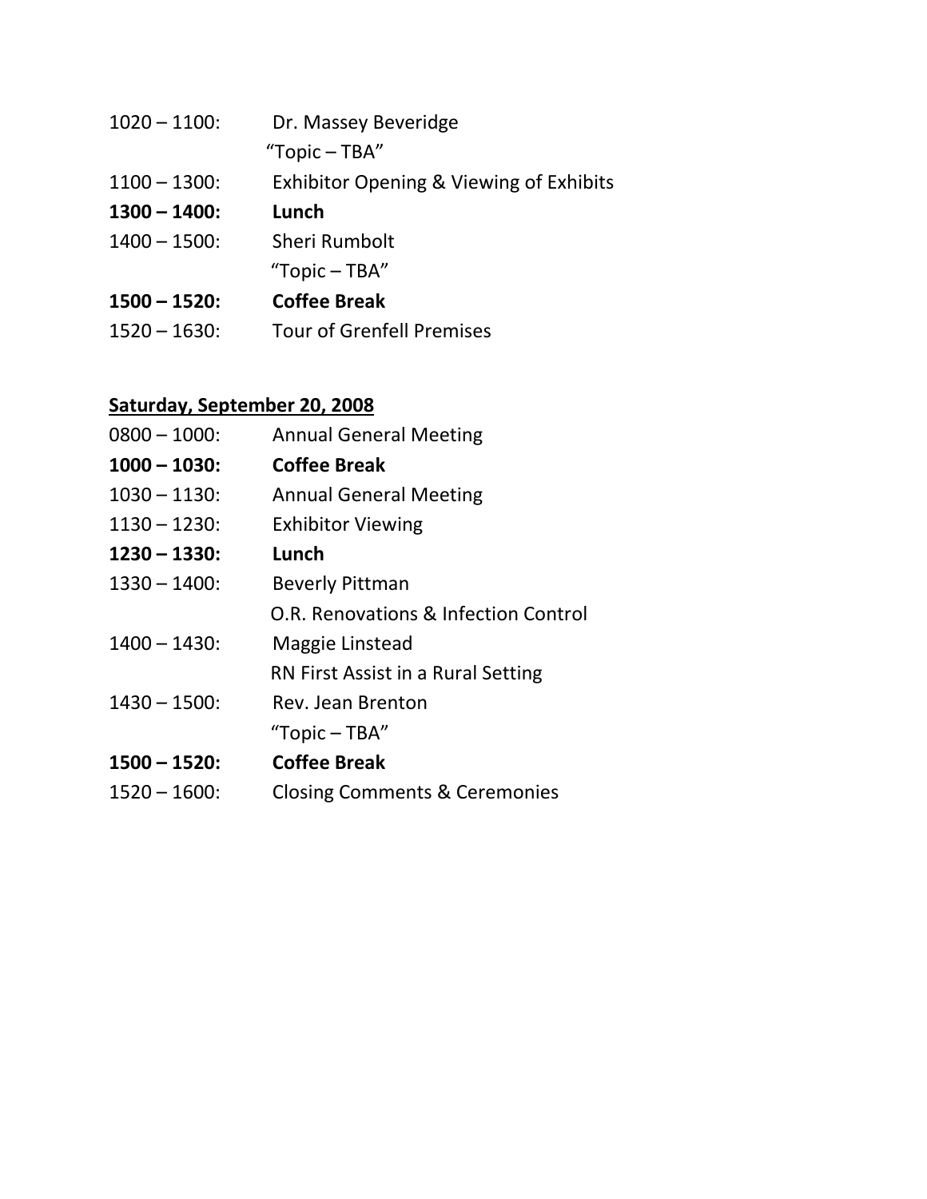1020 – 1100: Dr. Massey Beveridge
“Topic – TBA”

1100 – 1300: Exhibitor Opening & Viewing of Exhibits

**1300 – 1400: Lunch**

1400 – 1500: Sheri Rumbolt
“Topic – TBA”

**1500 – 1520: Coffee Break**

1520 – 1630: Tour of Grenfell Premises

**<u>Saturday, September 20, 2008</u>**

0800 – 1000: Annual General Meeting

**1000 – 1030: Coffee Break**

1030 – 1130: Annual General Meeting

1130 – 1230: Exhibitor Viewing

**1230 – 1330: Lunch**

1330 – 1400: Beverly Pittman
O.R. Renovations & Infection Control

1400 – 1430: Maggie Linstead
RN First Assist in a Rural Setting

1430 – 1500: Rev. Jean Brenton
“Topic – TBA”

**1500 – 1520: Coffee Break**

1520 – 1600: Closing Comments & Ceremonies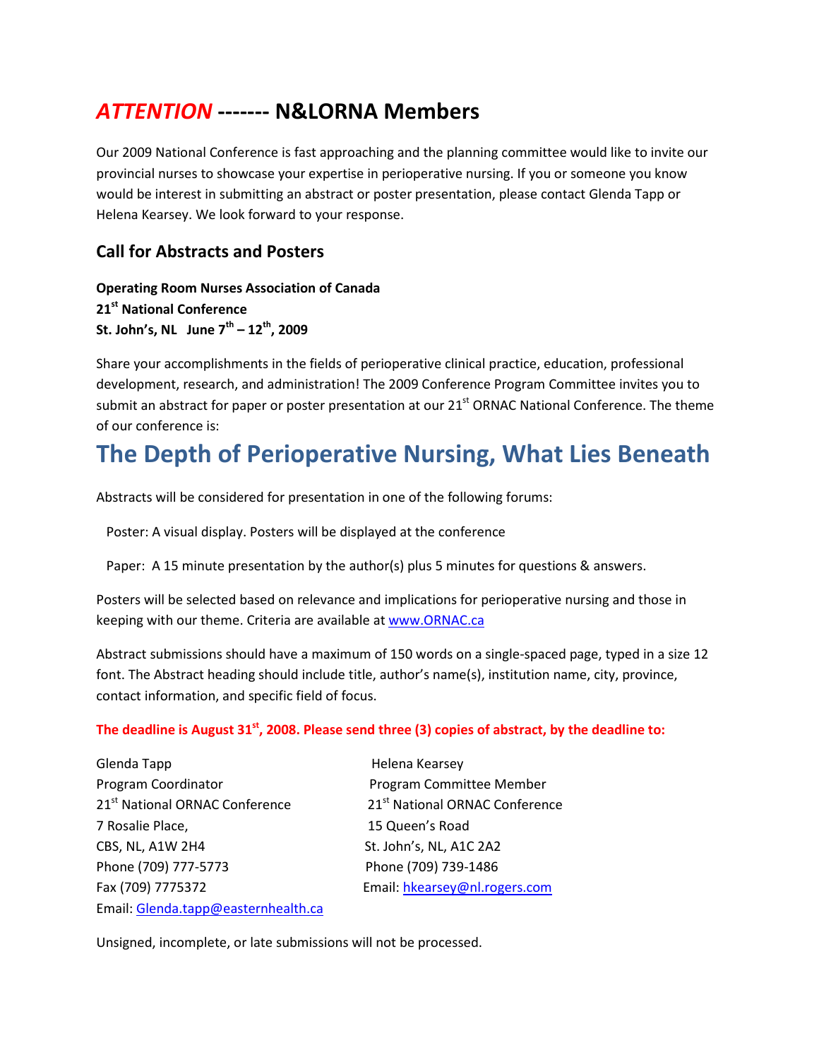# *ATTENTION* ------- N&LORNA Members

Our 2009 National Conference is fast approaching and the planning committee would like to invite our provincial nurses to showcase your expertise in perioperative nursing. If you or someone you know would be interest in submitting an abstract or poster presentation, please contact Glenda Tapp or Helena Kearsey. We look forward to your response.

## Call for Abstracts and Posters

**Operating Room Nurses Association of Canada**
**21st National Conference**
**St. John's, NL June 7th – 12th, 2009**

Share your accomplishments in the fields of perioperative clinical practice, education, professional development, research, and administration! The 2009 Conference Program Committee invites you to submit an abstract for paper or poster presentation at our 21st ORNAC National Conference. The theme of our conference is:

# The Depth of Perioperative Nursing, What Lies Beneath

Abstracts will be considered for presentation in one of the following forums:

Poster: A visual display. Posters will be displayed at the conference

Paper: A 15 minute presentation by the author(s) plus 5 minutes for questions & answers.

Posters will be selected based on relevance and implications for perioperative nursing and those in keeping with our theme. Criteria are available at www.ORNAC.ca

Abstract submissions should have a maximum of 150 words on a single-spaced page, typed in a size 12 font. The Abstract heading should include title, author's name(s), institution name, city, province, contact information, and specific field of focus.

**The deadline is August 31st, 2008. Please send three (3) copies of abstract, by the deadline to:**

Glenda Tapp
Program Coordinator
21st National ORNAC Conference
7 Rosalie Place,
CBS, NL, A1W 2H4
Phone (709) 777-5773
Fax (709) 7775372
Email: Glenda.tapp@easternhealth.ca

Helena Kearsey
Program Committee Member
21st National ORNAC Conference
15 Queen's Road
St. John's, NL, A1C 2A2
Phone (709) 739-1486
Email: hkearsey@nl.rogers.com

Unsigned, incomplete, or late submissions will not be processed.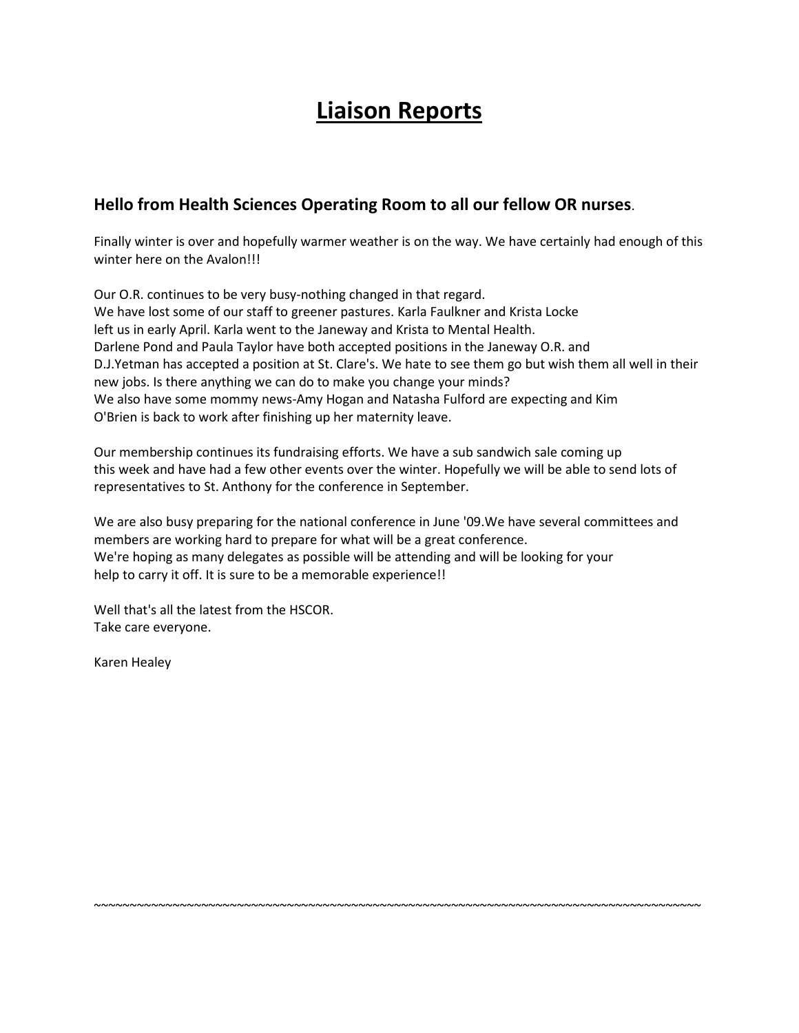# Liaison Reports

### Hello from Health Sciences Operating Room to all our fellow OR nurses.

Finally winter is over and hopefully warmer weather is on the way. We have certainly had enough of this winter here on the Avalon!!!

Our O.R. continues to be very busy-nothing changed in that regard.
We have lost some of our staff to greener pastures. Karla Faulkner and Krista Locke left us in early April. Karla went to the Janeway and Krista to Mental Health.
Darlene Pond and Paula Taylor have both accepted positions in the Janeway O.R. and D.J.Yetman has accepted a position at St. Clare's. We hate to see them go but wish them all well in their new jobs. Is there anything we can do to make you change your minds?
We also have some mommy news-Amy Hogan and Natasha Fulford are expecting and Kim O'Brien is back to work after finishing up her maternity leave.

Our membership continues its fundraising efforts. We have a sub sandwich sale coming up this week and have had a few other events over the winter. Hopefully we will be able to send lots of representatives to St. Anthony for the conference in September.

We are also busy preparing for the national conference in June '09.We have several committees and members are working hard to prepare for what will be a great conference.
We're hoping as many delegates as possible will be attending and will be looking for your help to carry it off. It is sure to be a memorable experience!!

Well that's all the latest from the HSCOR.
Take care everyone.

Karen Healey

~~~~~~~~~~~~~~~~~~~~~~~~~~~~~~~~~~~~~~~~~~~~~~~~~~~~~~~~~~~~~~~~~~~~~~~~~~~~~~~~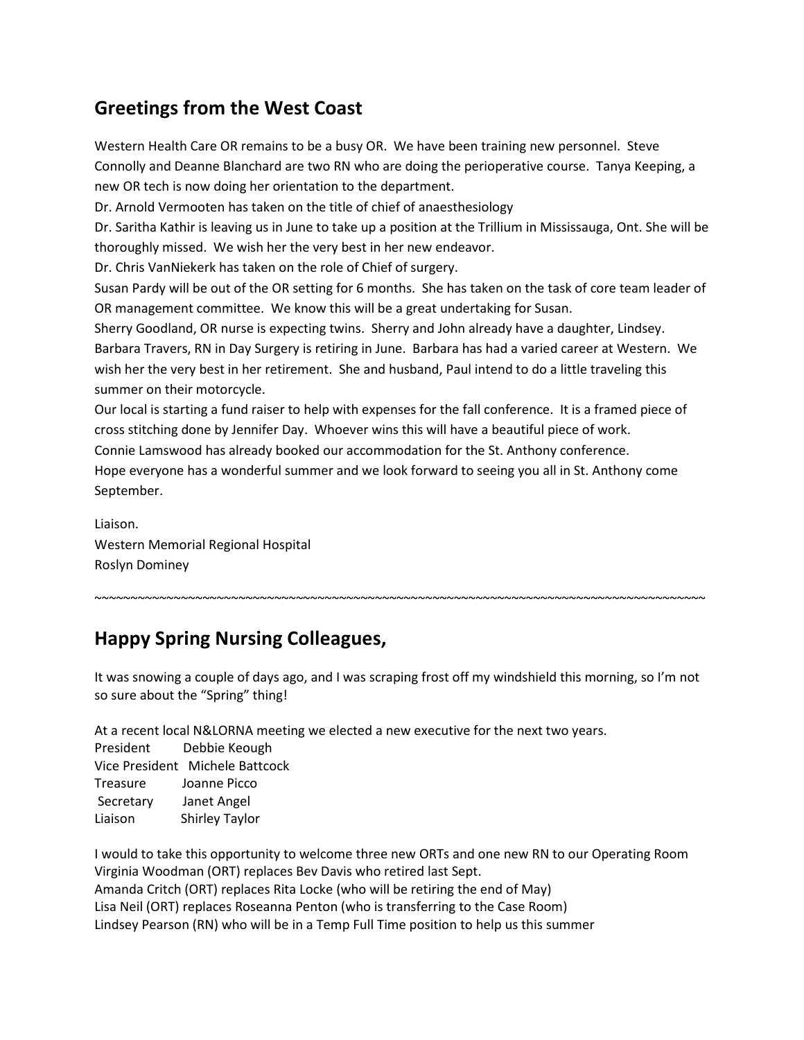## Greetings from the West Coast

Western Health Care OR remains to be a busy OR. We have been training new personnel. Steve Connolly and Deanne Blanchard are two RN who are doing the perioperative course. Tanya Keeping, a new OR tech is now doing her orientation to the department.

Dr. Arnold Vermooten has taken on the title of chief of anaesthesiology

Dr. Saritha Kathir is leaving us in June to take up a position at the Trillium in Mississauga, Ont. She will be thoroughly missed. We wish her the very best in her new endeavor.

Dr. Chris VanNiekerk has taken on the role of Chief of surgery.

Susan Pardy will be out of the OR setting for 6 months. She has taken on the task of core team leader of OR management committee. We know this will be a great undertaking for Susan.

Sherry Goodland, OR nurse is expecting twins. Sherry and John already have a daughter, Lindsey.

Barbara Travers, RN in Day Surgery is retiring in June. Barbara has had a varied career at Western. We wish her the very best in her retirement. She and husband, Paul intend to do a little traveling this summer on their motorcycle.

Our local is starting a fund raiser to help with expenses for the fall conference. It is a framed piece of cross stitching done by Jennifer Day. Whoever wins this will have a beautiful piece of work.

Connie Lamswood has already booked our accommodation for the St. Anthony conference.

Hope everyone has a wonderful summer and we look forward to seeing you all in St. Anthony come September.

Liaison.
Western Memorial Regional Hospital
Roslyn Dominey

~~~~~~~~~~~~~~~~~~~~~~~~~~~~~~~~~~~~~~~~~~~~~~~~~~~~~~~~~~~~~~~~~~~~~~~~~~~~~~~~~~~~~~~~~~~

## Happy Spring Nursing Colleagues,

It was snowing a couple of days ago, and I was scraping frost off my windshield this morning, so I'm not so sure about the "Spring" thing!

At a recent local N&LORNA meeting we elected a new executive for the next two years.

President Debbie Keough
Vice President Michele Battcock
Treasure Joanne Picco
Secretary Janet Angel
Liaison Shirley Taylor

I would to take this opportunity to welcome three new ORTs and one new RN to our Operating Room

Virginia Woodman (ORT) replaces Bev Davis who retired last Sept.
Amanda Critch (ORT) replaces Rita Locke (who will be retiring the end of May)
Lisa Neil (ORT) replaces Roseanna Penton (who is transferring to the Case Room)
Lindsey Pearson (RN) who will be in a Temp Full Time position to help us this summer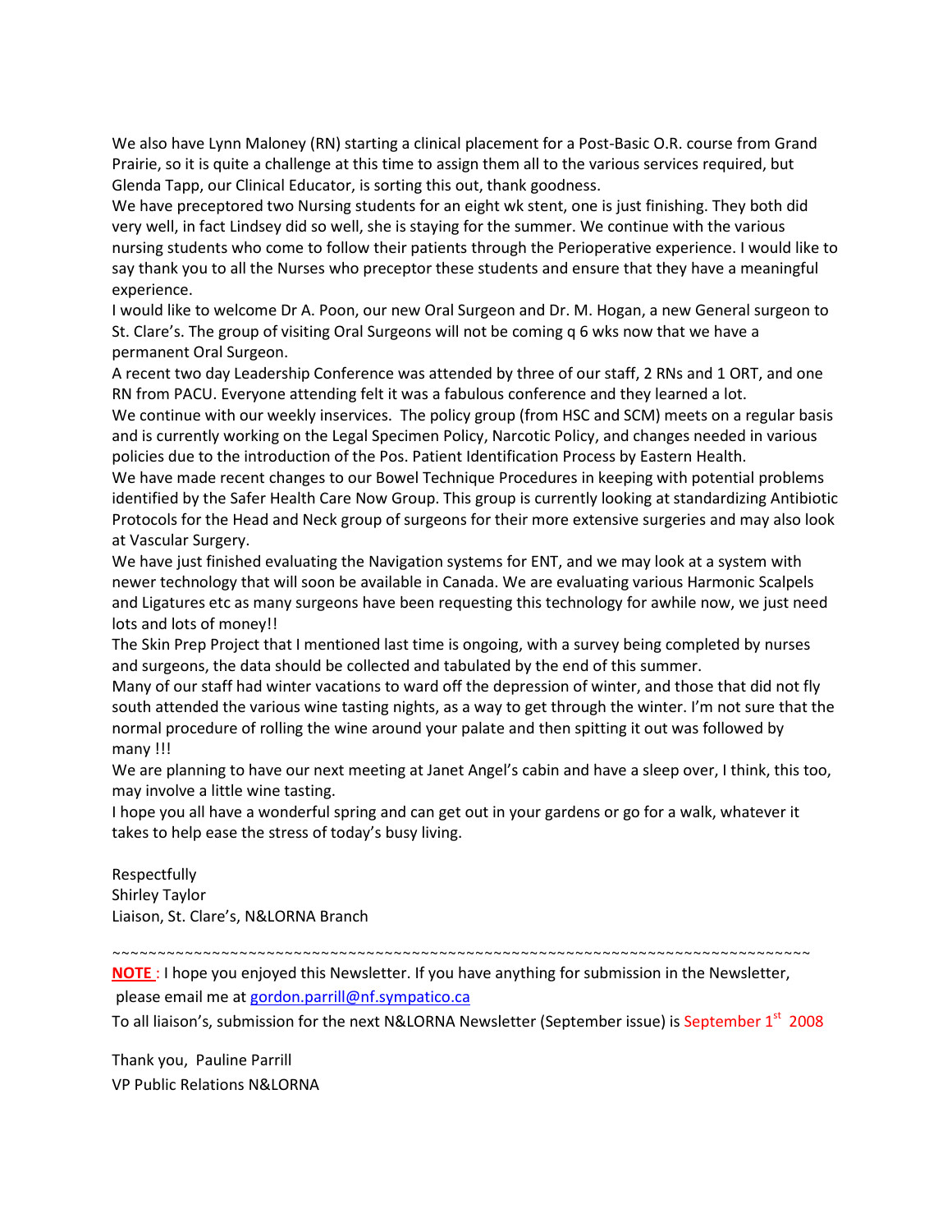We also have Lynn Maloney (RN) starting a clinical placement for a Post-Basic O.R. course from Grand Prairie, so it is quite a challenge at this time to assign them all to the various services required, but Glenda Tapp, our Clinical Educator, is sorting this out, thank goodness.

We have preceptored two Nursing students for an eight wk stent, one is just finishing. They both did very well, in fact Lindsey did so well, she is staying for the summer. We continue with the various nursing students who come to follow their patients through the Perioperative experience. I would like to say thank you to all the Nurses who preceptor these students and ensure that they have a meaningful experience.

I would like to welcome Dr A. Poon, our new Oral Surgeon and Dr. M. Hogan, a new General surgeon to St. Clare's. The group of visiting Oral Surgeons will not be coming q 6 wks now that we have a permanent Oral Surgeon.

A recent two day Leadership Conference was attended by three of our staff, 2 RNs and 1 ORT, and one RN from PACU. Everyone attending felt it was a fabulous conference and they learned a lot.

We continue with our weekly inservices. The policy group (from HSC and SCM) meets on a regular basis and is currently working on the Legal Specimen Policy, Narcotic Policy, and changes needed in various policies due to the introduction of the Pos. Patient Identification Process by Eastern Health.

We have made recent changes to our Bowel Technique Procedures in keeping with potential problems identified by the Safer Health Care Now Group. This group is currently looking at standardizing Antibiotic Protocols for the Head and Neck group of surgeons for their more extensive surgeries and may also look at Vascular Surgery.

We have just finished evaluating the Navigation systems for ENT, and we may look at a system with newer technology that will soon be available in Canada. We are evaluating various Harmonic Scalpels and Ligatures etc as many surgeons have been requesting this technology for awhile now, we just need lots and lots of money!!

The Skin Prep Project that I mentioned last time is ongoing, with a survey being completed by nurses and surgeons, the data should be collected and tabulated by the end of this summer.

Many of our staff had winter vacations to ward off the depression of winter, and those that did not fly south attended the various wine tasting nights, as a way to get through the winter. I'm not sure that the normal procedure of rolling the wine around your palate and then spitting it out was followed by many !!!

We are planning to have our next meeting at Janet Angel's cabin and have a sleep over, I think, this too, may involve a little wine tasting.

I hope you all have a wonderful spring and can get out in your gardens or go for a walk, whatever it takes to help ease the stress of today's busy living.

Respectfully
Shirley Taylor
Liaison, St. Clare's, N&LORNA Branch

~~~~~~~~~~~~~~~~~~~~~~~~~~~~~~~~~~~~~~~~~~~~~~~~~~~~~~~~~~~~~~~~~~~~~~~~~~~~

**NOTE** : I hope you enjoyed this Newsletter. If you have anything for submission in the Newsletter, please email me at gordon.parrill@nf.sympatico.ca

To all liaison's, submission for the next N&LORNA Newsletter (September issue) is September 1st 2008

Thank you, Pauline Parrill
VP Public Relations N&LORNA